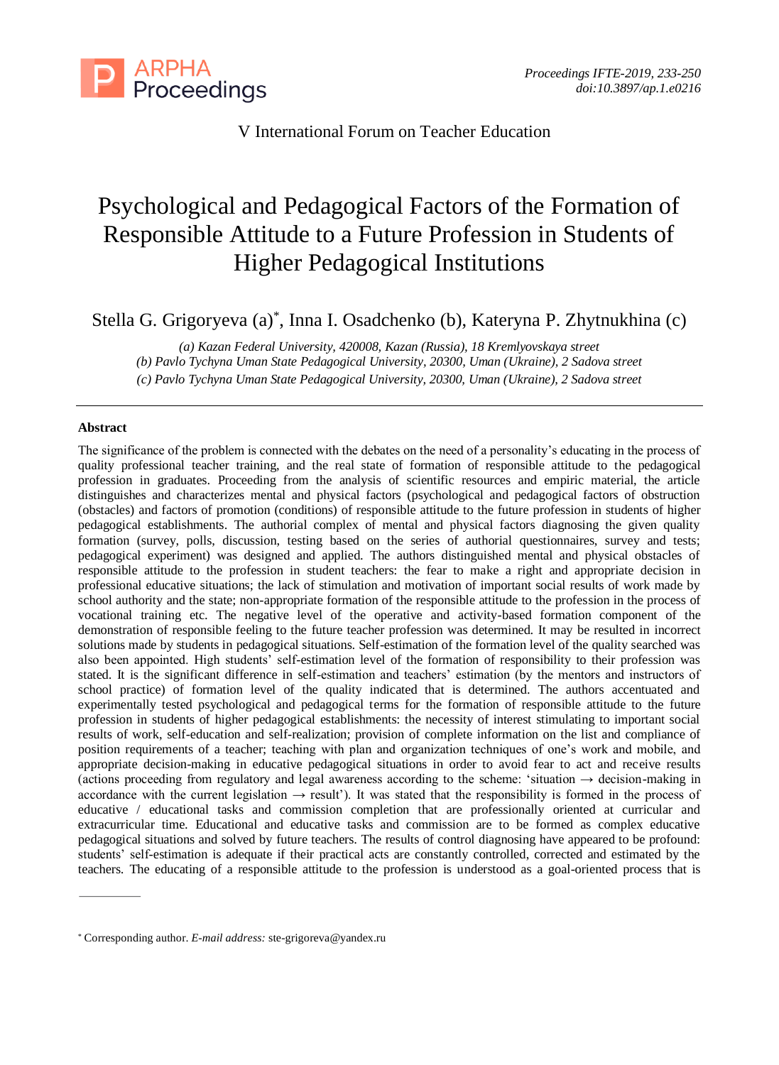V International Forum on Teacher Education

# Psychological and Pedagogical Factors of the Formation of Responsible Attitude to a Future Profession in Students of Higher Pedagogical Institutions

Stella G. Grigoryeva (a)*, Inna I. Osadchenko (b), Kateryna P. Zhytnukhina (c)

*(a) Kazan Federal University, 420008, Kazan (Russia), 18 Kremlyovskaya street*
*(b) Pavlo Tychyna Uman State Pedagogical University, 20300, Uman (Ukraine), 2 Sadova street*
*(c) Pavlo Tychyna Uman State Pedagogical University, 20300, Uman (Ukraine), 2 Sadova street*

---

**Abstract**

The significance of the problem is connected with the debates on the need of a personality's educating in the process of quality professional teacher training, and the real state of formation of responsible attitude to the pedagogical profession in graduates. Proceeding from the analysis of scientific resources and empiric material, the article distinguishes and characterizes mental and physical factors (psychological and pedagogical factors of obstruction (obstacles) and factors of promotion (conditions) of responsible attitude to the future profession in students of higher pedagogical establishments. The authorial complex of mental and physical factors diagnosing the given quality formation (survey, polls, discussion, testing based on the series of authorial questionnaires, survey and tests; pedagogical experiment) was designed and applied. The authors distinguished mental and physical obstacles of responsible attitude to the profession in student teachers: the fear to make a right and appropriate decision in professional educative situations; the lack of stimulation and motivation of important social results of work made by school authority and the state; non-appropriate formation of the responsible attitude to the profession in the process of vocational training etc. The negative level of the operative and activity-based formation component of the demonstration of responsible feeling to the future teacher profession was determined. It may be resulted in incorrect solutions made by students in pedagogical situations. Self-estimation of the formation level of the quality searched was also been appointed. High students' self-estimation level of the formation of responsibility to their profession was stated. It is the significant difference in self-estimation and teachers' estimation (by the mentors and instructors of school practice) of formation level of the quality indicated that is determined. The authors accentuated and experimentally tested psychological and pedagogical terms for the formation of responsible attitude to the future profession in students of higher pedagogical establishments: the necessity of interest stimulating to important social results of work, self-education and self-realization; provision of complete information on the list and compliance of position requirements of a teacher; teaching with plan and organization techniques of one's work and mobile, and appropriate decision-making in educative pedagogical situations in order to avoid fear to act and receive results (actions proceeding from regulatory and legal awareness according to the scheme: 'situation → decision-making in accordance with the current legislation → result'). It was stated that the responsibility is formed in the process of educative / educational tasks and commission completion that are professionally oriented at curricular and extracurricular time. Educational and educative tasks and commission are to be formed as complex educative pedagogical situations and solved by future teachers. The results of control diagnosing have appeared to be profound: students' self-estimation is adequate if their practical acts are constantly controlled, corrected and estimated by the teachers. The educating of a responsible attitude to the profession is understood as a goal-oriented process that is

---

* Corresponding author. *E-mail address:* ste-grigoreva@yandex.ru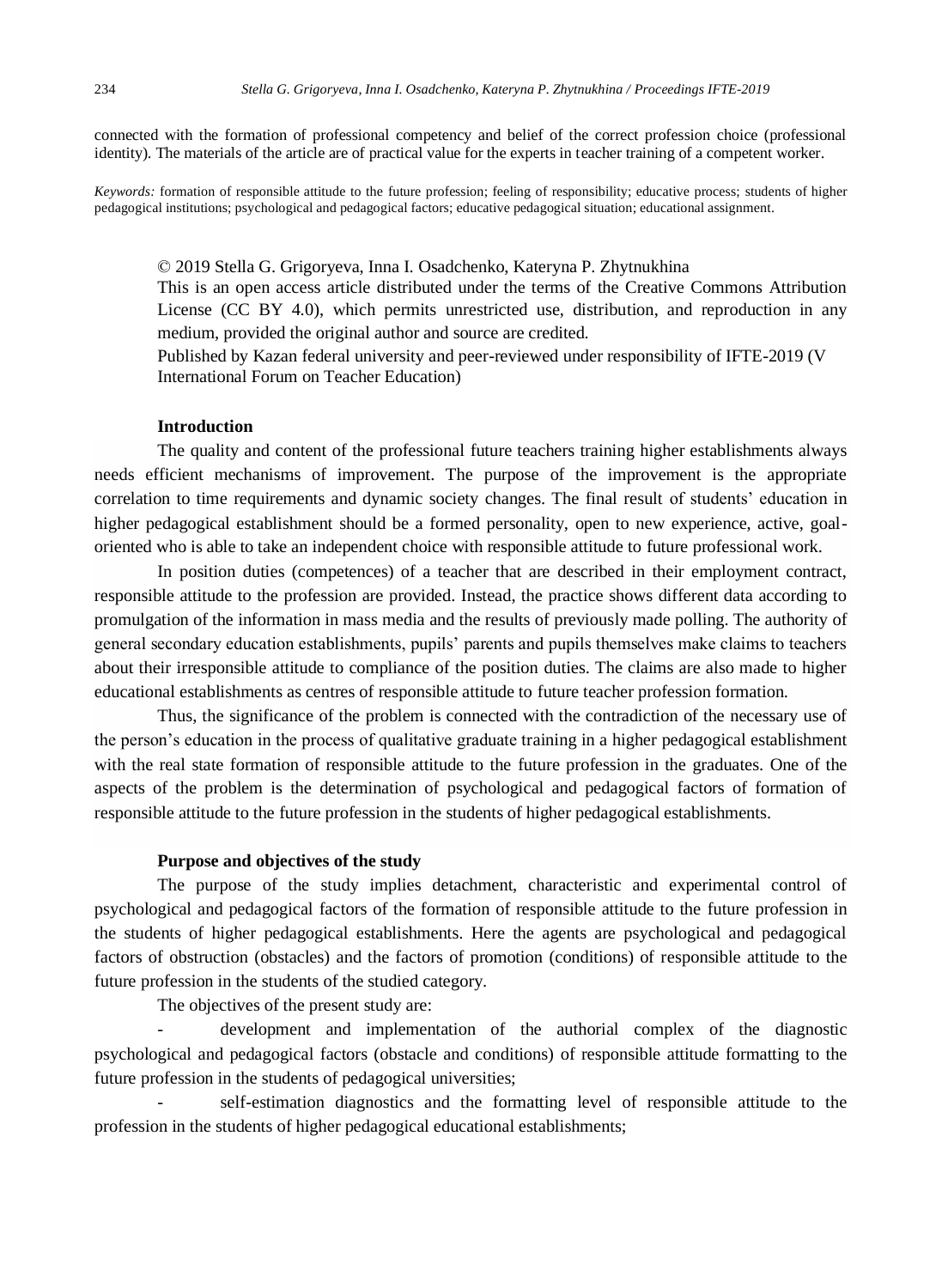connected with the formation of professional competency and belief of the correct profession choice (professional identity). The materials of the article are of practical value for the experts in teacher training of a competent worker.

*Keywords:* formation of responsible attitude to the future profession; feeling of responsibility; educative process; students of higher pedagogical institutions; psychological and pedagogical factors; educative pedagogical situation; educational assignment.

© 2019 Stella G. Grigoryeva, Inna I. Osadchenko, Kateryna P. Zhytnukhina
This is an open access article distributed under the terms of the Creative Commons Attribution License (CC BY 4.0), which permits unrestricted use, distribution, and reproduction in any medium, provided the original author and source are credited.
Published by Kazan federal university and peer-reviewed under responsibility of IFTE-2019 (V International Forum on Teacher Education)

## Introduction

The quality and content of the professional future teachers training higher establishments always needs efficient mechanisms of improvement. The purpose of the improvement is the appropriate correlation to time requirements and dynamic society changes. The final result of students' education in higher pedagogical establishment should be a formed personality, open to new experience, active, goal-oriented who is able to take an independent choice with responsible attitude to future professional work.

In position duties (competences) of a teacher that are described in their employment contract, responsible attitude to the profession are provided. Instead, the practice shows different data according to promulgation of the information in mass media and the results of previously made polling. The authority of general secondary education establishments, pupils' parents and pupils themselves make claims to teachers about their irresponsible attitude to compliance of the position duties. The claims are also made to higher educational establishments as centres of responsible attitude to future teacher profession formation.

Thus, the significance of the problem is connected with the contradiction of the necessary use of the person's education in the process of qualitative graduate training in a higher pedagogical establishment with the real state formation of responsible attitude to the future profession in the graduates. One of the aspects of the problem is the determination of psychological and pedagogical factors of formation of responsible attitude to the future profession in the students of higher pedagogical establishments.

## Purpose and objectives of the study

The purpose of the study implies detachment, characteristic and experimental control of psychological and pedagogical factors of the formation of responsible attitude to the future profession in the students of higher pedagogical establishments. Here the agents are psychological and pedagogical factors of obstruction (obstacles) and the factors of promotion (conditions) of responsible attitude to the future profession in the students of the studied category.

The objectives of the present study are:

- development and implementation of the authorial complex of the diagnostic psychological and pedagogical factors (obstacle and conditions) of responsible attitude formatting to the future profession in the students of pedagogical universities;
- self-estimation diagnostics and the formatting level of responsible attitude to the profession in the students of higher pedagogical educational establishments;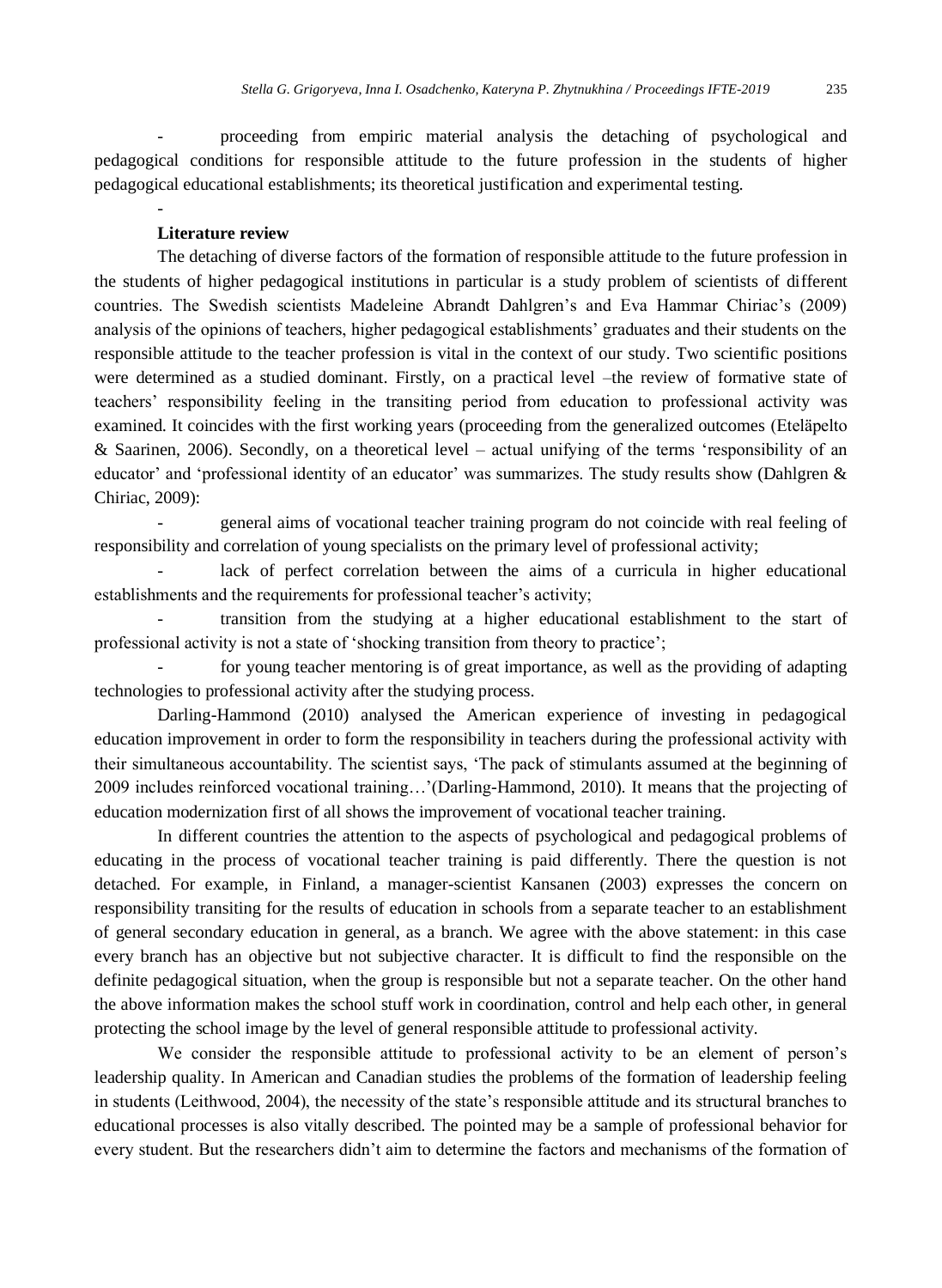- proceeding from empiric material analysis the detaching of psychological and pedagogical conditions for responsible attitude to the future profession in the students of higher pedagogical educational establishments; its theoretical justification and experimental testing.

-

### Literature review

The detaching of diverse factors of the formation of responsible attitude to the future profession in the students of higher pedagogical institutions in particular is a study problem of scientists of different countries. The Swedish scientists Madeleine Abrandt Dahlgren's and Eva Hammar Chiriac's (2009) analysis of the opinions of teachers, higher pedagogical establishments' graduates and their students on the responsible attitude to the teacher profession is vital in the context of our study. Two scientific positions were determined as a studied dominant. Firstly, on a practical level –the review of formative state of teachers' responsibility feeling in the transiting period from education to professional activity was examined. It coincides with the first working years (proceeding from the generalized outcomes (Eteläpelto & Saarinen, 2006). Secondly, on a theoretical level – actual unifying of the terms 'responsibility of an educator' and 'professional identity of an educator' was summarizes. The study results show (Dahlgren & Chiriac, 2009):

- general aims of vocational teacher training program do not coincide with real feeling of responsibility and correlation of young specialists on the primary level of professional activity;
- lack of perfect correlation between the aims of a curricula in higher educational establishments and the requirements for professional teacher's activity;
- transition from the studying at a higher educational establishment to the start of professional activity is not a state of 'shocking transition from theory to practice';
- for young teacher mentoring is of great importance, as well as the providing of adapting technologies to professional activity after the studying process.

Darling-Hammond (2010) analysed the American experience of investing in pedagogical education improvement in order to form the responsibility in teachers during the professional activity with their simultaneous accountability. The scientist says, 'The pack of stimulants assumed at the beginning of 2009 includes reinforced vocational training…'(Darling-Hammond, 2010). It means that the projecting of education modernization first of all shows the improvement of vocational teacher training.

In different countries the attention to the aspects of psychological and pedagogical problems of educating in the process of vocational teacher training is paid differently. There the question is not detached. For example, in Finland, a manager-scientist Kansanen (2003) expresses the concern on responsibility transiting for the results of education in schools from a separate teacher to an establishment of general secondary education in general, as a branch. We agree with the above statement: in this case every branch has an objective but not subjective character. It is difficult to find the responsible on the definite pedagogical situation, when the group is responsible but not a separate teacher. On the other hand the above information makes the school stuff work in coordination, control and help each other, in general protecting the school image by the level of general responsible attitude to professional activity.

We consider the responsible attitude to professional activity to be an element of person's leadership quality. In American and Canadian studies the problems of the formation of leadership feeling in students (Leithwood, 2004), the necessity of the state's responsible attitude and its structural branches to educational processes is also vitally described. The pointed may be a sample of professional behavior for every student. But the researchers didn't aim to determine the factors and mechanisms of the formation of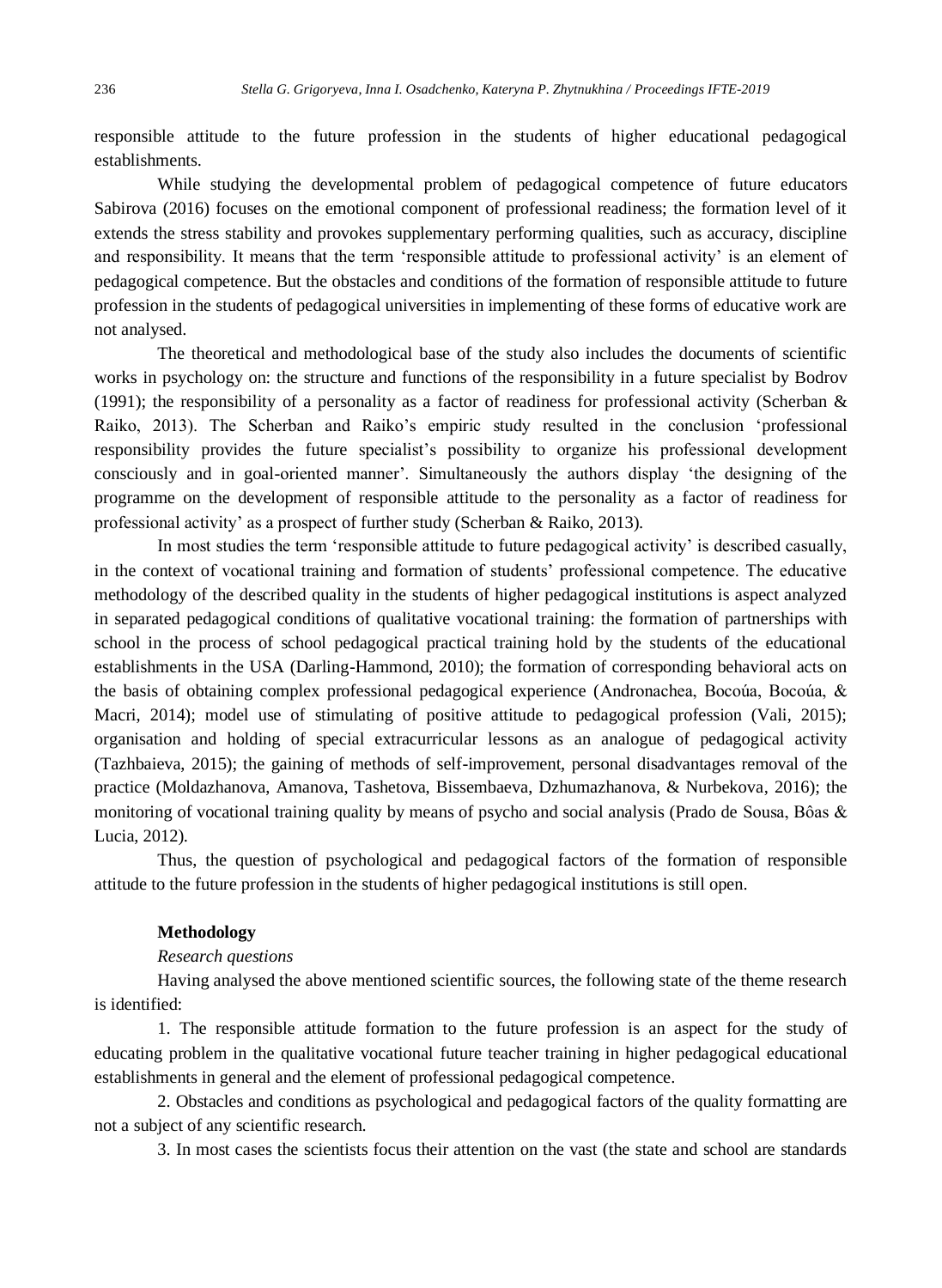responsible attitude to the future profession in the students of higher educational pedagogical establishments.

While studying the developmental problem of pedagogical competence of future educators Sabirova (2016) focuses on the emotional component of professional readiness; the formation level of it extends the stress stability and provokes supplementary performing qualities, such as accuracy, discipline and responsibility. It means that the term 'responsible attitude to professional activity' is an element of pedagogical competence. But the obstacles and conditions of the formation of responsible attitude to future profession in the students of pedagogical universities in implementing of these forms of educative work are not analysed.

The theoretical and methodological base of the study also includes the documents of scientific works in psychology on: the structure and functions of the responsibility in a future specialist by Bodrov (1991); the responsibility of a personality as a factor of readiness for professional activity (Scherban & Raiko, 2013). The Scherban and Raiko's empiric study resulted in the conclusion 'professional responsibility provides the future specialist's possibility to organize his professional development consciously and in goal-oriented manner'. Simultaneously the authors display 'the designing of the programme on the development of responsible attitude to the personality as a factor of readiness for professional activity' as a prospect of further study (Scherban & Raiko, 2013).

In most studies the term 'responsible attitude to future pedagogical activity' is described casually, in the context of vocational training and formation of students' professional competence. The educative methodology of the described quality in the students of higher pedagogical institutions is aspect analyzed in separated pedagogical conditions of qualitative vocational training: the formation of partnerships with school in the process of school pedagogical practical training hold by the students of the educational establishments in the USA (Darling-Hammond, 2010); the formation of corresponding behavioral acts on the basis of obtaining complex professional pedagogical experience (Andronachea, Bocoúa, Bocoúa, & Macri, 2014); model use of stimulating of positive attitude to pedagogical profession (Vali, 2015); organisation and holding of special extracurricular lessons as an analogue of pedagogical activity (Tazhbaieva, 2015); the gaining of methods of self-improvement, personal disadvantages removal of the practice (Moldazhanova, Amanova, Tashetova, Bissembaeva, Dzhumazhanova, & Nurbekova, 2016); the monitoring of vocational training quality by means of psycho and social analysis (Prado de Sousa, Bôas & Lucia, 2012).

Thus, the question of psychological and pedagogical factors of the formation of responsible attitude to the future profession in the students of higher pedagogical institutions is still open.

**Methodology**

*Research questions*

Having analysed the above mentioned scientific sources, the following state of the theme research is identified:

1. The responsible attitude formation to the future profession is an aspect for the study of educating problem in the qualitative vocational future teacher training in higher pedagogical educational establishments in general and the element of professional pedagogical competence.

2. Obstacles and conditions as psychological and pedagogical factors of the quality formatting are not a subject of any scientific research.

3. In most cases the scientists focus their attention on the vast (the state and school are standards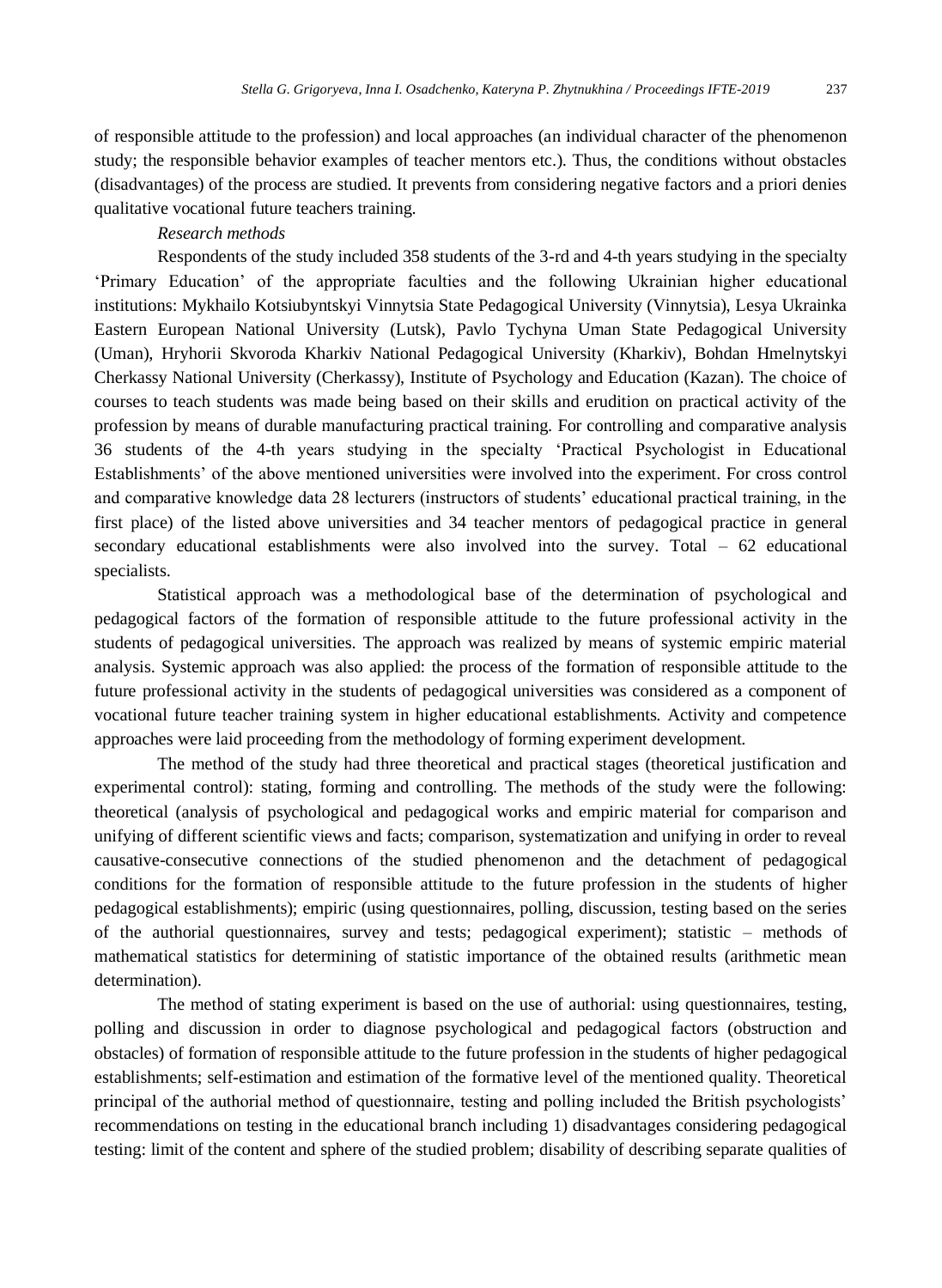of responsible attitude to the profession) and local approaches (an individual character of the phenomenon study; the responsible behavior examples of teacher mentors etc.). Thus, the conditions without obstacles (disadvantages) of the process are studied. It prevents from considering negative factors and a priori denies qualitative vocational future teachers training.

*Research methods*

Respondents of the study included 358 students of the 3-rd and 4-th years studying in the specialty 'Primary Education' of the appropriate faculties and the following Ukrainian higher educational institutions: Mykhailo Kotsiubyntskyi Vinnytsia State Pedagogical University (Vinnytsia), Lesya Ukrainka Eastern European National University (Lutsk), Pavlo Tychyna Uman State Pedagogical University (Uman), Hryhorii Skvoroda Kharkiv National Pedagogical University (Kharkiv), Bohdan Hmelnytskyi Cherkassy National University (Cherkassy), Institute of Psychology and Education (Kazan). The choice of courses to teach students was made being based on their skills and erudition on practical activity of the profession by means of durable manufacturing practical training. For controlling and comparative analysis 36 students of the 4-th years studying in the specialty 'Practical Psychologist in Educational Establishments' of the above mentioned universities were involved into the experiment. For cross control and comparative knowledge data 28 lecturers (instructors of students' educational practical training, in the first place) of the listed above universities and 34 teacher mentors of pedagogical practice in general secondary educational establishments were also involved into the survey. Total – 62 educational specialists.

Statistical approach was a methodological base of the determination of psychological and pedagogical factors of the formation of responsible attitude to the future professional activity in the students of pedagogical universities. The approach was realized by means of systemic empiric material analysis. Systemic approach was also applied: the process of the formation of responsible attitude to the future professional activity in the students of pedagogical universities was considered as a component of vocational future teacher training system in higher educational establishments. Activity and competence approaches were laid proceeding from the methodology of forming experiment development.

The method of the study had three theoretical and practical stages (theoretical justification and experimental control): stating, forming and controlling. The methods of the study were the following: theoretical (analysis of psychological and pedagogical works and empiric material for comparison and unifying of different scientific views and facts; comparison, systematization and unifying in order to reveal causative-consecutive connections of the studied phenomenon and the detachment of pedagogical conditions for the formation of responsible attitude to the future profession in the students of higher pedagogical establishments); empiric (using questionnaires, polling, discussion, testing based on the series of the authorial questionnaires, survey and tests; pedagogical experiment); statistic – methods of mathematical statistics for determining of statistic importance of the obtained results (arithmetic mean determination).

The method of stating experiment is based on the use of authorial: using questionnaires, testing, polling and discussion in order to diagnose psychological and pedagogical factors (obstruction and obstacles) of formation of responsible attitude to the future profession in the students of higher pedagogical establishments; self-estimation and estimation of the formative level of the mentioned quality. Theoretical principal of the authorial method of questionnaire, testing and polling included the British psychologists' recommendations on testing in the educational branch including 1) disadvantages considering pedagogical testing: limit of the content and sphere of the studied problem; disability of describing separate qualities of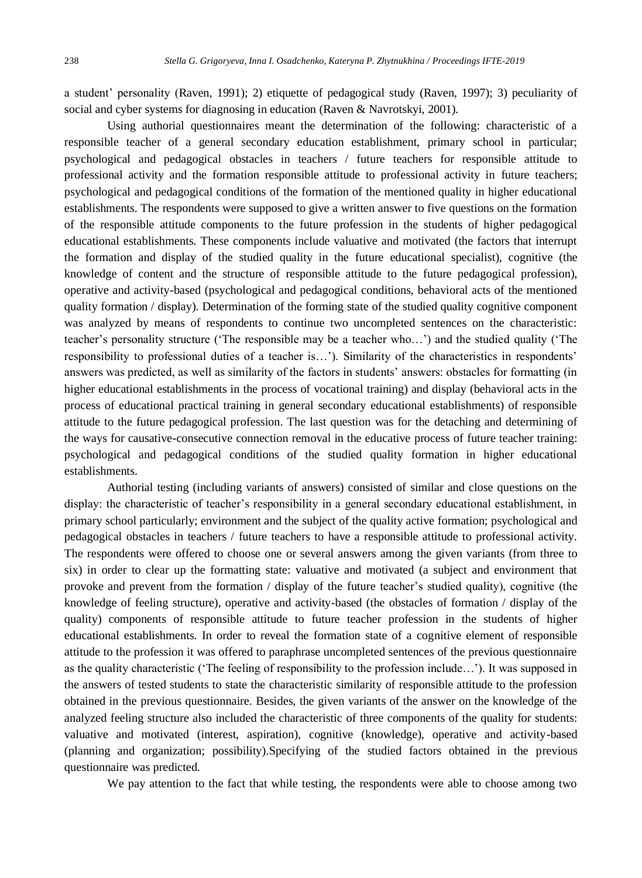a student' personality (Raven, 1991); 2) etiquette of pedagogical study (Raven, 1997); 3) peculiarity of social and cyber systems for diagnosing in education (Raven & Navrotskyi, 2001).

Using authorial questionnaires meant the determination of the following: characteristic of a responsible teacher of a general secondary education establishment, primary school in particular; psychological and pedagogical obstacles in teachers / future teachers for responsible attitude to professional activity and the formation responsible attitude to professional activity in future teachers; psychological and pedagogical conditions of the formation of the mentioned quality in higher educational establishments. The respondents were supposed to give a written answer to five questions on the formation of the responsible attitude components to the future profession in the students of higher pedagogical educational establishments. These components include valuative and motivated (the factors that interrupt the formation and display of the studied quality in the future educational specialist), cognitive (the knowledge of content and the structure of responsible attitude to the future pedagogical profession), operative and activity-based (psychological and pedagogical conditions, behavioral acts of the mentioned quality formation / display). Determination of the forming state of the studied quality cognitive component was analyzed by means of respondents to continue two uncompleted sentences on the characteristic: teacher's personality structure ('The responsible may be a teacher who…') and the studied quality ('The responsibility to professional duties of a teacher is…'). Similarity of the characteristics in respondents' answers was predicted, as well as similarity of the factors in students' answers: obstacles for formatting (in higher educational establishments in the process of vocational training) and display (behavioral acts in the process of educational practical training in general secondary educational establishments) of responsible attitude to the future pedagogical profession. The last question was for the detaching and determining of the ways for causative-consecutive connection removal in the educative process of future teacher training: psychological and pedagogical conditions of the studied quality formation in higher educational establishments.

Authorial testing (including variants of answers) consisted of similar and close questions on the display: the characteristic of teacher's responsibility in a general secondary educational establishment, in primary school particularly; environment and the subject of the quality active formation; psychological and pedagogical obstacles in teachers / future teachers to have a responsible attitude to professional activity. The respondents were offered to choose one or several answers among the given variants (from three to six) in order to clear up the formatting state: valuative and motivated (a subject and environment that provoke and prevent from the formation / display of the future teacher's studied quality), cognitive (the knowledge of feeling structure), operative and activity-based (the obstacles of formation / display of the quality) components of responsible attitude to future teacher profession in the students of higher educational establishments. In order to reveal the formation state of a cognitive element of responsible attitude to the profession it was offered to paraphrase uncompleted sentences of the previous questionnaire as the quality characteristic ('The feeling of responsibility to the profession include…'). It was supposed in the answers of tested students to state the characteristic similarity of responsible attitude to the profession obtained in the previous questionnaire. Besides, the given variants of the answer on the knowledge of the analyzed feeling structure also included the characteristic of three components of the quality for students: valuative and motivated (interest, aspiration), cognitive (knowledge), operative and activity-based (planning and organization; possibility).Specifying of the studied factors obtained in the previous questionnaire was predicted.

We pay attention to the fact that while testing, the respondents were able to choose among two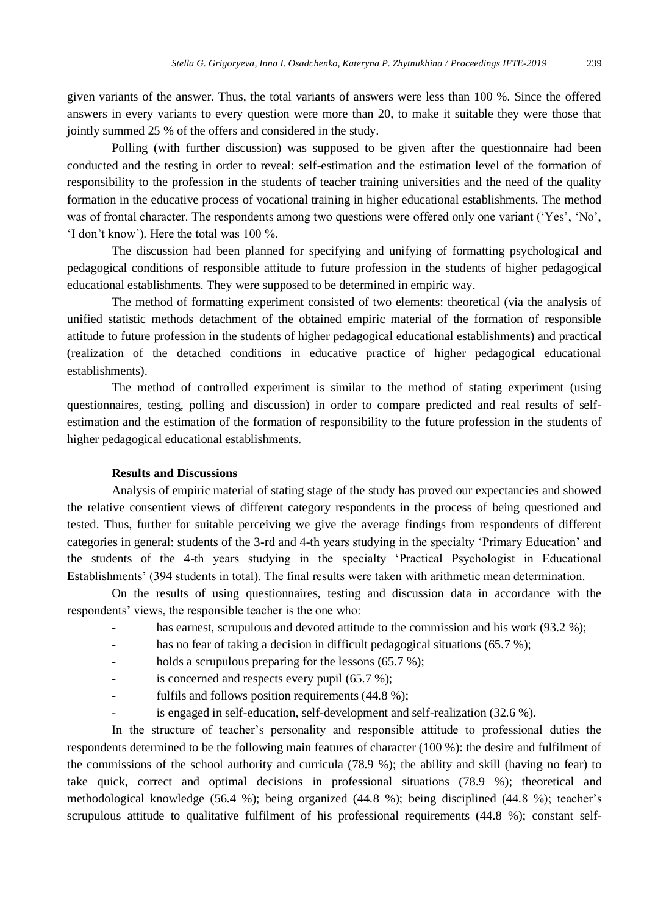given variants of the answer. Thus, the total variants of answers were less than 100 %. Since the offered answers in every variants to every question were more than 20, to make it suitable they were those that jointly summed 25 % of the offers and considered in the study.

Polling (with further discussion) was supposed to be given after the questionnaire had been conducted and the testing in order to reveal: self-estimation and the estimation level of the formation of responsibility to the profession in the students of teacher training universities and the need of the quality formation in the educative process of vocational training in higher educational establishments. The method was of frontal character. The respondents among two questions were offered only one variant ('Yes', 'No', 'I don't know'). Here the total was 100 %.

The discussion had been planned for specifying and unifying of formatting psychological and pedagogical conditions of responsible attitude to future profession in the students of higher pedagogical educational establishments. They were supposed to be determined in empiric way.

The method of formatting experiment consisted of two elements: theoretical (via the analysis of unified statistic methods detachment of the obtained empiric material of the formation of responsible attitude to future profession in the students of higher pedagogical educational establishments) and practical (realization of the detached conditions in educative practice of higher pedagogical educational establishments).

The method of controlled experiment is similar to the method of stating experiment (using questionnaires, testing, polling and discussion) in order to compare predicted and real results of self-estimation and the estimation of the formation of responsibility to the future profession in the students of higher pedagogical educational establishments.

### Results and Discussions

Analysis of empiric material of stating stage of the study has proved our expectancies and showed the relative consentient views of different category respondents in the process of being questioned and tested. Thus, further for suitable perceiving we give the average findings from respondents of different categories in general: students of the 3-rd and 4-th years studying in the specialty 'Primary Education' and the students of the 4-th years studying in the specialty 'Practical Psychologist in Educational Establishments' (394 students in total). The final results were taken with arithmetic mean determination.

On the results of using questionnaires, testing and discussion data in accordance with the respondents' views, the responsible teacher is the one who:

- has earnest, scrupulous and devoted attitude to the commission and his work (93.2 %);
- has no fear of taking a decision in difficult pedagogical situations (65.7 %);
- holds a scrupulous preparing for the lessons (65.7 %);
- is concerned and respects every pupil (65.7 %);
- fulfils and follows position requirements (44.8 %);
- is engaged in self-education, self-development and self-realization (32.6 %).

In the structure of teacher's personality and responsible attitude to professional duties the respondents determined to be the following main features of character (100 %): the desire and fulfilment of the commissions of the school authority and curricula (78.9 %); the ability and skill (having no fear) to take quick, correct and optimal decisions in professional situations (78.9 %); theoretical and methodological knowledge (56.4 %); being organized (44.8 %); being disciplined (44.8 %); teacher's scrupulous attitude to qualitative fulfilment of his professional requirements (44.8 %); constant self-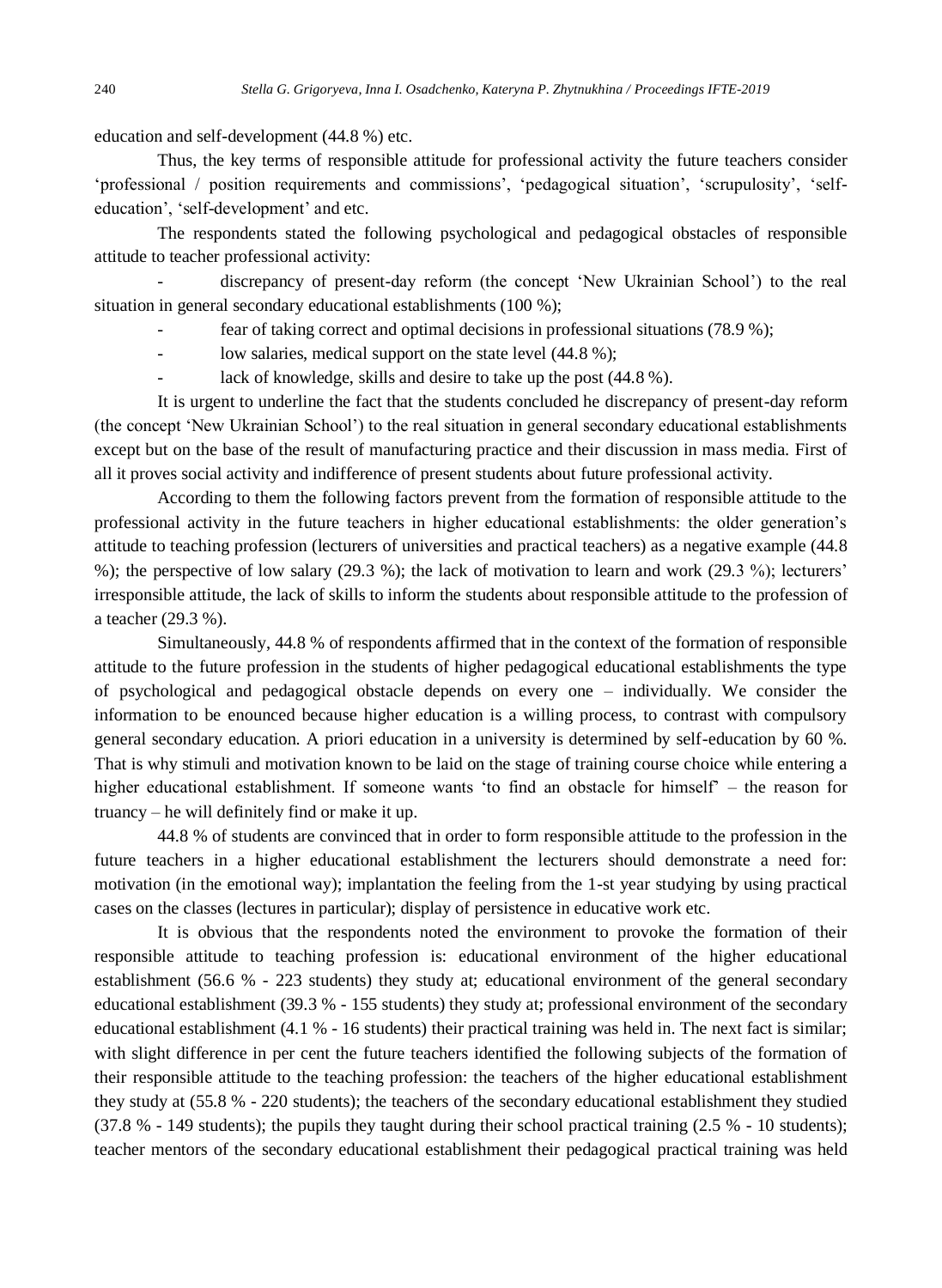education and self-development (44.8 %) etc.

Thus, the key terms of responsible attitude for professional activity the future teachers consider ‘professional / position requirements and commissions’, ‘pedagogical situation’, ‘scrupulosity’, ‘self-education’, ‘self-development’ and etc.

The respondents stated the following psychological and pedagogical obstacles of responsible attitude to teacher professional activity:

- discrepancy of present-day reform (the concept ‘New Ukrainian School’) to the real situation in general secondary educational establishments (100 %);
- fear of taking correct and optimal decisions in professional situations (78.9 %);
- low salaries, medical support on the state level (44.8 %);
- lack of knowledge, skills and desire to take up the post (44.8 %).

It is urgent to underline the fact that the students concluded he discrepancy of present-day reform (the concept ‘New Ukrainian School’) to the real situation in general secondary educational establishments except but on the base of the result of manufacturing practice and their discussion in mass media. First of all it proves social activity and indifference of present students about future professional activity.

According to them the following factors prevent from the formation of responsible attitude to the professional activity in the future teachers in higher educational establishments: the older generation’s attitude to teaching profession (lecturers of universities and practical teachers) as a negative example (44.8 %); the perspective of low salary (29.3 %); the lack of motivation to learn and work (29.3 %); lecturers’ irresponsible attitude, the lack of skills to inform the students about responsible attitude to the profession of a teacher (29.3 %).

Simultaneously, 44.8 % of respondents affirmed that in the context of the formation of responsible attitude to the future profession in the students of higher pedagogical educational establishments the type of psychological and pedagogical obstacle depends on every one – individually. We consider the information to be enounced because higher education is a willing process, to contrast with compulsory general secondary education. A priori education in a university is determined by self-education by 60 %. That is why stimuli and motivation known to be laid on the stage of training course choice while entering a higher educational establishment. If someone wants ‘to find an obstacle for himself’ – the reason for truancy – he will definitely find or make it up.

44.8 % of students are convinced that in order to form responsible attitude to the profession in the future teachers in a higher educational establishment the lecturers should demonstrate a need for: motivation (in the emotional way); implantation the feeling from the 1-st year studying by using practical cases on the classes (lectures in particular); display of persistence in educative work etc.

It is obvious that the respondents noted the environment to provoke the formation of their responsible attitude to teaching profession is: educational environment of the higher educational establishment (56.6 % - 223 students) they study at; educational environment of the general secondary educational establishment (39.3 % - 155 students) they study at; professional environment of the secondary educational establishment (4.1 % - 16 students) their practical training was held in. The next fact is similar; with slight difference in per cent the future teachers identified the following subjects of the formation of their responsible attitude to the teaching profession: the teachers of the higher educational establishment they study at (55.8 % - 220 students); the teachers of the secondary educational establishment they studied (37.8 % - 149 students); the pupils they taught during their school practical training (2.5 % - 10 students); teacher mentors of the secondary educational establishment their pedagogical practical training was held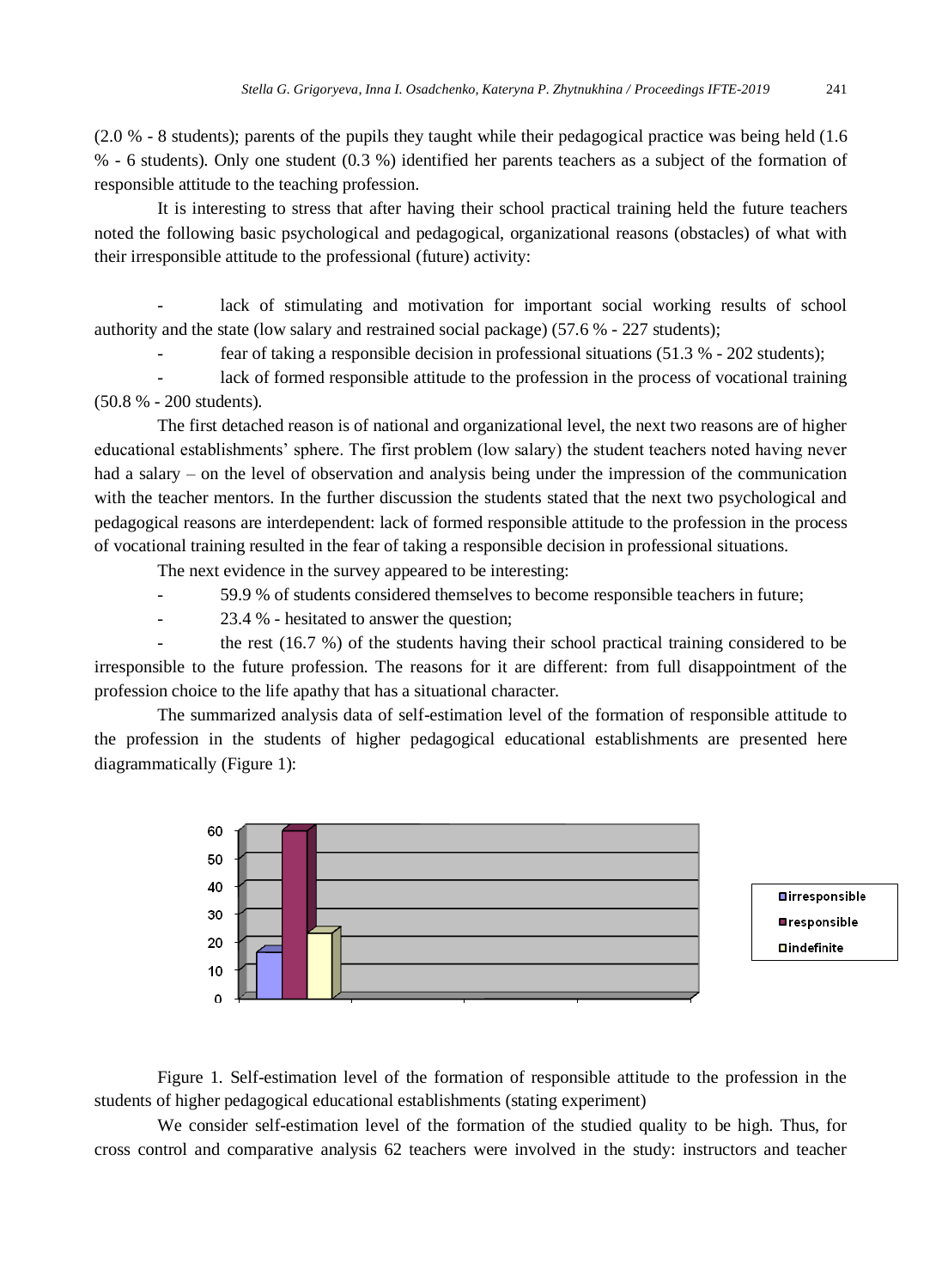(2.0 % - 8 students); parents of the pupils they taught while their pedagogical practice was being held (1.6 % - 6 students). Only one student (0.3 %) identified her parents teachers as a subject of the formation of responsible attitude to the teaching profession.

It is interesting to stress that after having their school practical training held the future teachers noted the following basic psychological and pedagogical, organizational reasons (obstacles) of what with their irresponsible attitude to the professional (future) activity:

- lack of stimulating and motivation for important social working results of school authority and the state (low salary and restrained social package) (57.6 % - 227 students);
- fear of taking a responsible decision in professional situations (51.3 % - 202 students);
- lack of formed responsible attitude to the profession in the process of vocational training (50.8 % - 200 students).

The first detached reason is of national and organizational level, the next two reasons are of higher educational establishments' sphere. The first problem (low salary) the student teachers noted having never had a salary – on the level of observation and analysis being under the impression of the communication with the teacher mentors. In the further discussion the students stated that the next two psychological and pedagogical reasons are interdependent: lack of formed responsible attitude to the profession in the process of vocational training resulted in the fear of taking a responsible decision in professional situations.

The next evidence in the survey appeared to be interesting:

- 59.9 % of students considered themselves to become responsible teachers in future;
- 23.4 % - hesitated to answer the question;
- the rest (16.7 %) of the students having their school practical training considered to be irresponsible to the future profession. The reasons for it are different: from full disappointment of the profession choice to the life apathy that has a situational character.

The summarized analysis data of self-estimation level of the formation of responsible attitude to the profession in the students of higher pedagogical educational establishments are presented here diagrammatically (Figure 1):

Figure 1. Self-estimation level of the formation of responsible attitude to the profession in the students of higher pedagogical educational establishments (stating experiment)

We consider self-estimation level of the formation of the studied quality to be high. Thus, for cross control and comparative analysis 62 teachers were involved in the study: instructors and teacher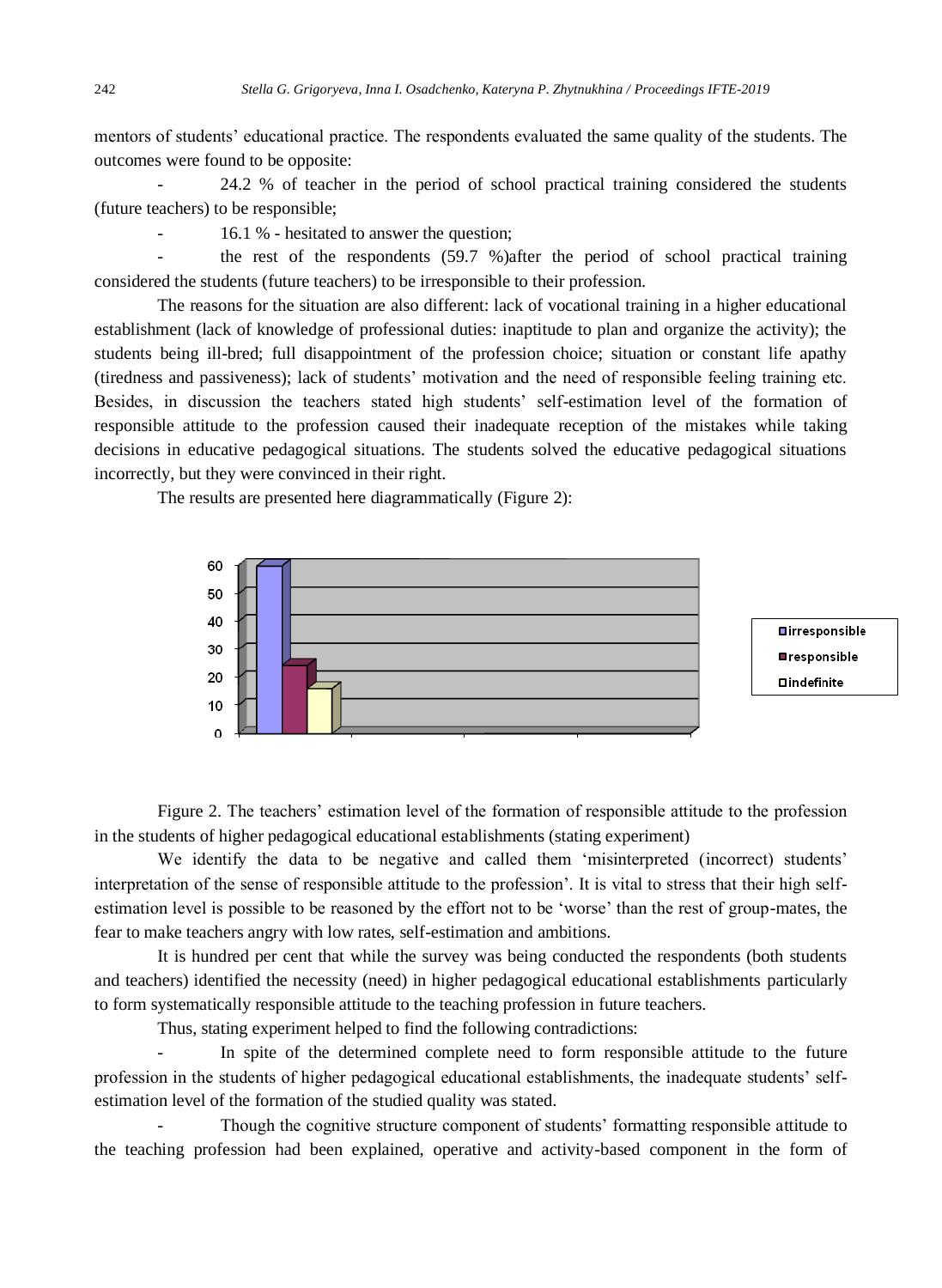mentors of students' educational practice. The respondents evaluated the same quality of the students. The outcomes were found to be opposite:

- 24.2 % of teacher in the period of school practical training considered the students (future teachers) to be responsible;
- 16.1 % - hesitated to answer the question;
- the rest of the respondents (59.7 %)after the period of school practical training considered the students (future teachers) to be irresponsible to their profession.

The reasons for the situation are also different: lack of vocational training in a higher educational establishment (lack of knowledge of professional duties: inaptitude to plan and organize the activity); the students being ill-bred; full disappointment of the profession choice; situation or constant life apathy (tiredness and passiveness); lack of students' motivation and the need of responsible feeling training etc. Besides, in discussion the teachers stated high students' self-estimation level of the formation of responsible attitude to the profession caused their inadequate reception of the mistakes while taking decisions in educative pedagogical situations. The students solved the educative pedagogical situations incorrectly, but they were convinced in their right.

The results are presented here diagrammatically (Figure 2):

Figure 2. The teachers' estimation level of the formation of responsible attitude to the profession in the students of higher pedagogical educational establishments (stating experiment)

We identify the data to be negative and called them 'misinterpreted (incorrect) students' interpretation of the sense of responsible attitude to the profession'. It is vital to stress that their high self-estimation level is possible to be reasoned by the effort not to be 'worse' than the rest of group-mates, the fear to make teachers angry with low rates, self-estimation and ambitions.

It is hundred per cent that while the survey was being conducted the respondents (both students and teachers) identified the necessity (need) in higher pedagogical educational establishments particularly to form systematically responsible attitude to the teaching profession in future teachers.

Thus, stating experiment helped to find the following contradictions:

- In spite of the determined complete need to form responsible attitude to the future profession in the students of higher pedagogical educational establishments, the inadequate students' self-estimation level of the formation of the studied quality was stated.
- Though the cognitive structure component of students' formatting responsible attitude to the teaching profession had been explained, operative and activity-based component in the form of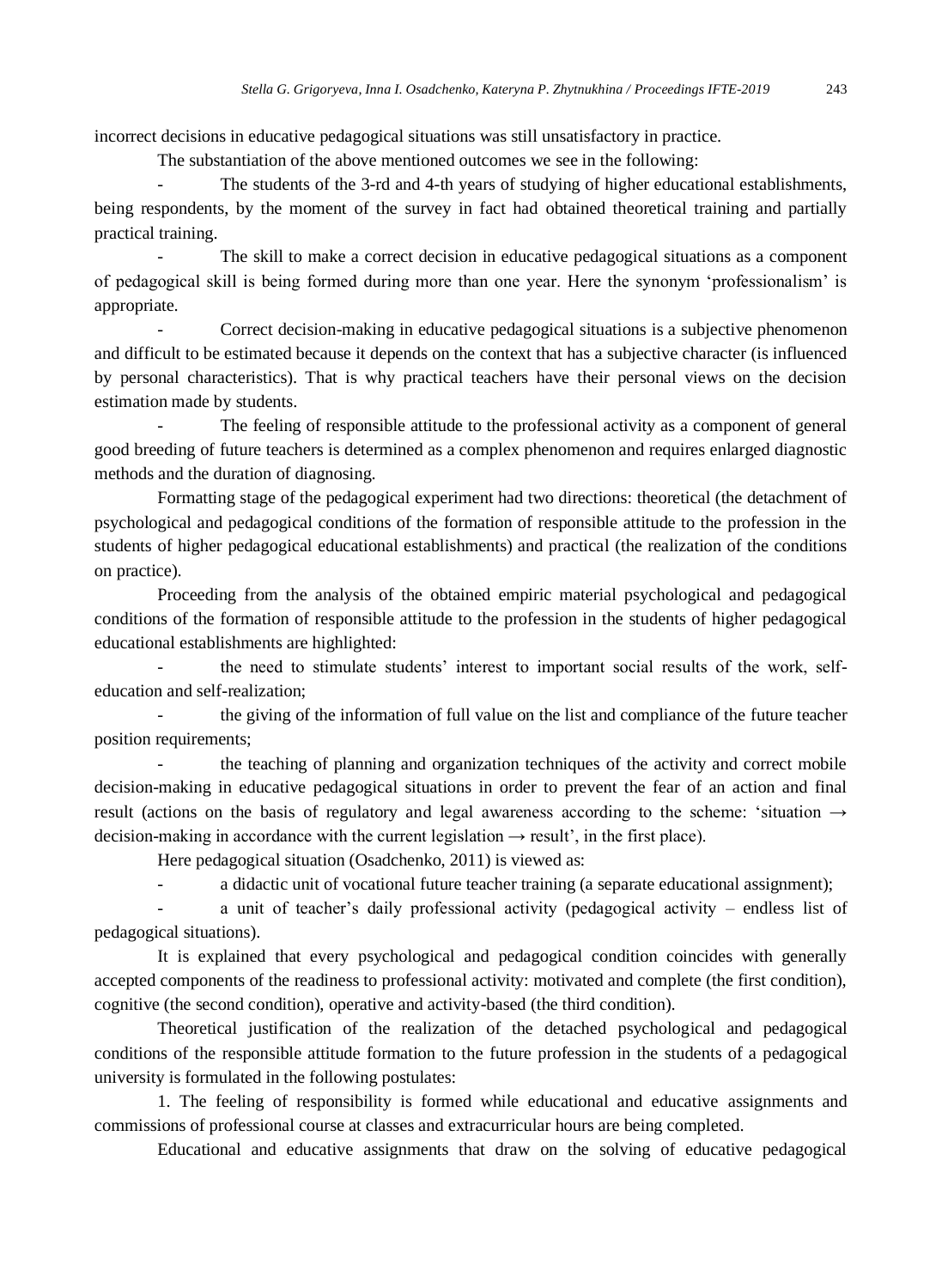incorrect decisions in educative pedagogical situations was still unsatisfactory in practice.

The substantiation of the above mentioned outcomes we see in the following:

- The students of the 3-rd and 4-th years of studying of higher educational establishments, being respondents, by the moment of the survey in fact had obtained theoretical training and partially practical training.
- The skill to make a correct decision in educative pedagogical situations as a component of pedagogical skill is being formed during more than one year. Here the synonym 'professionalism' is appropriate.
- Correct decision-making in educative pedagogical situations is a subjective phenomenon and difficult to be estimated because it depends on the context that has a subjective character (is influenced by personal characteristics). That is why practical teachers have their personal views on the decision estimation made by students.
- The feeling of responsible attitude to the professional activity as a component of general good breeding of future teachers is determined as a complex phenomenon and requires enlarged diagnostic methods and the duration of diagnosing.

Formatting stage of the pedagogical experiment had two directions: theoretical (the detachment of psychological and pedagogical conditions of the formation of responsible attitude to the profession in the students of higher pedagogical educational establishments) and practical (the realization of the conditions on practice).

Proceeding from the analysis of the obtained empiric material psychological and pedagogical conditions of the formation of responsible attitude to the profession in the students of higher pedagogical educational establishments are highlighted:

- the need to stimulate students' interest to important social results of the work, self-education and self-realization;
- the giving of the information of full value on the list and compliance of the future teacher position requirements;
- the teaching of planning and organization techniques of the activity and correct mobile decision-making in educative pedagogical situations in order to prevent the fear of an action and final result (actions on the basis of regulatory and legal awareness according to the scheme: 'situation → decision-making in accordance with the current legislation → result', in the first place).

Here pedagogical situation (Osadchenko, 2011) is viewed as:

- a didactic unit of vocational future teacher training (a separate educational assignment);
- a unit of teacher's daily professional activity (pedagogical activity – endless list of pedagogical situations).

It is explained that every psychological and pedagogical condition coincides with generally accepted components of the readiness to professional activity: motivated and complete (the first condition), cognitive (the second condition), operative and activity-based (the third condition).

Theoretical justification of the realization of the detached psychological and pedagogical conditions of the responsible attitude formation to the future profession in the students of a pedagogical university is formulated in the following postulates:

1. The feeling of responsibility is formed while educational and educative assignments and commissions of professional course at classes and extracurricular hours are being completed.

Educational and educative assignments that draw on the solving of educative pedagogical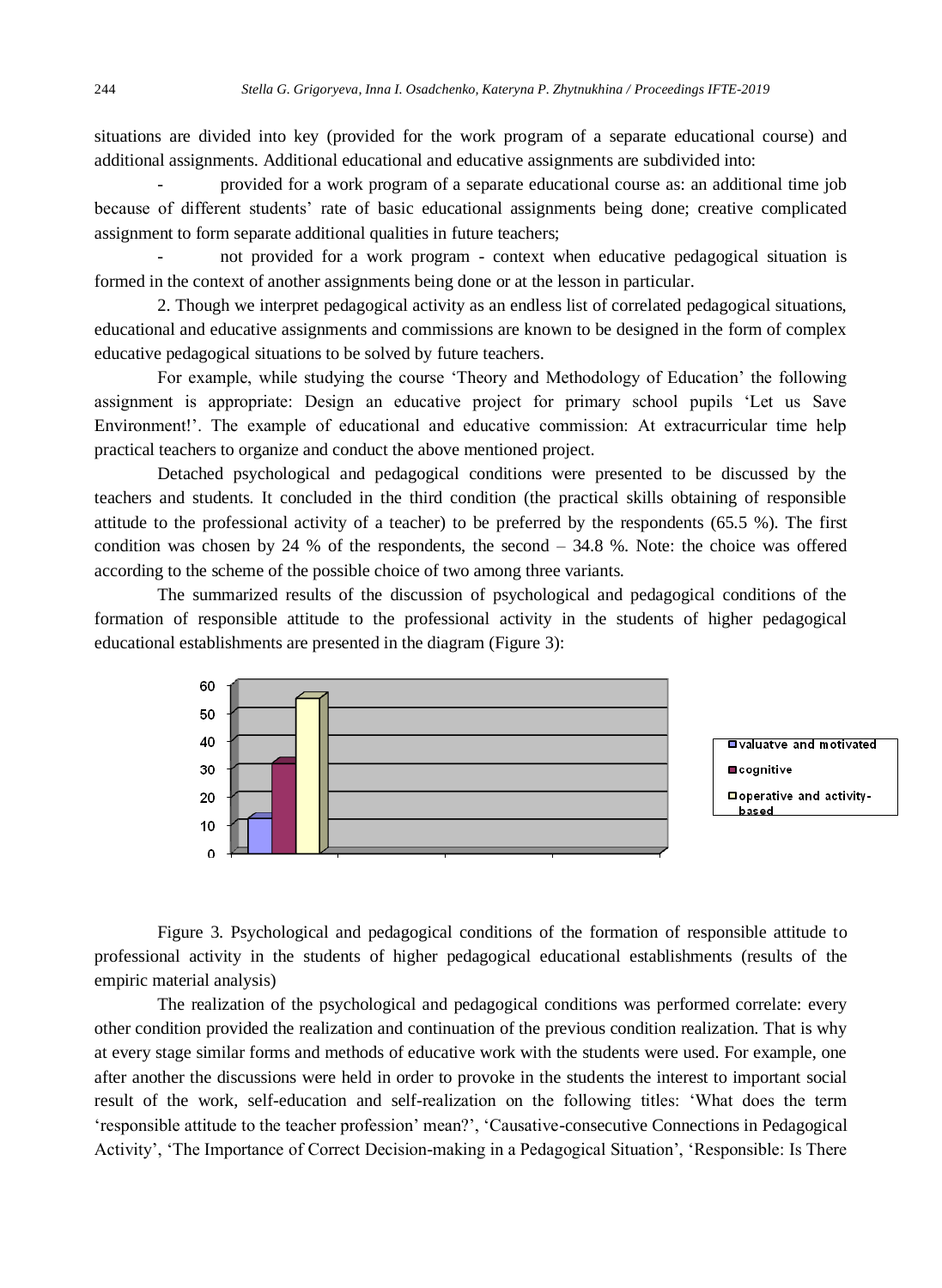situations are divided into key (provided for the work program of a separate educational course) and additional assignments. Additional educational and educative assignments are subdivided into:

- provided for a work program of a separate educational course as: an additional time job because of different students' rate of basic educational assignments being done; creative complicated assignment to form separate additional qualities in future teachers;
- not provided for a work program - context when educative pedagogical situation is formed in the context of another assignments being done or at the lesson in particular.

2. Though we interpret pedagogical activity as an endless list of correlated pedagogical situations, educational and educative assignments and commissions are known to be designed in the form of complex educative pedagogical situations to be solved by future teachers.

For example, while studying the course 'Theory and Methodology of Education' the following assignment is appropriate: Design an educative project for primary school pupils 'Let us Save Environment!'. The example of educational and educative commission: At extracurricular time help practical teachers to organize and conduct the above mentioned project.

Detached psychological and pedagogical conditions were presented to be discussed by the teachers and students. It concluded in the third condition (the practical skills obtaining of responsible attitude to the professional activity of a teacher) to be preferred by the respondents (65.5 %). The first condition was chosen by 24 % of the respondents, the second – 34.8 %. Note: the choice was offered according to the scheme of the possible choice of two among three variants.

The summarized results of the discussion of psychological and pedagogical conditions of the formation of responsible attitude to the professional activity in the students of higher pedagogical educational establishments are presented in the diagram (Figure 3):

Figure 3. Psychological and pedagogical conditions of the formation of responsible attitude to professional activity in the students of higher pedagogical educational establishments (results of the empiric material analysis)

The realization of the psychological and pedagogical conditions was performed correlate: every other condition provided the realization and continuation of the previous condition realization. That is why at every stage similar forms and methods of educative work with the students were used. For example, one after another the discussions were held in order to provoke in the students the interest to important social result of the work, self-education and self-realization on the following titles: 'What does the term 'responsible attitude to the teacher profession' mean?', 'Causative-consecutive Connections in Pedagogical Activity', 'The Importance of Correct Decision-making in a Pedagogical Situation', 'Responsible: Is There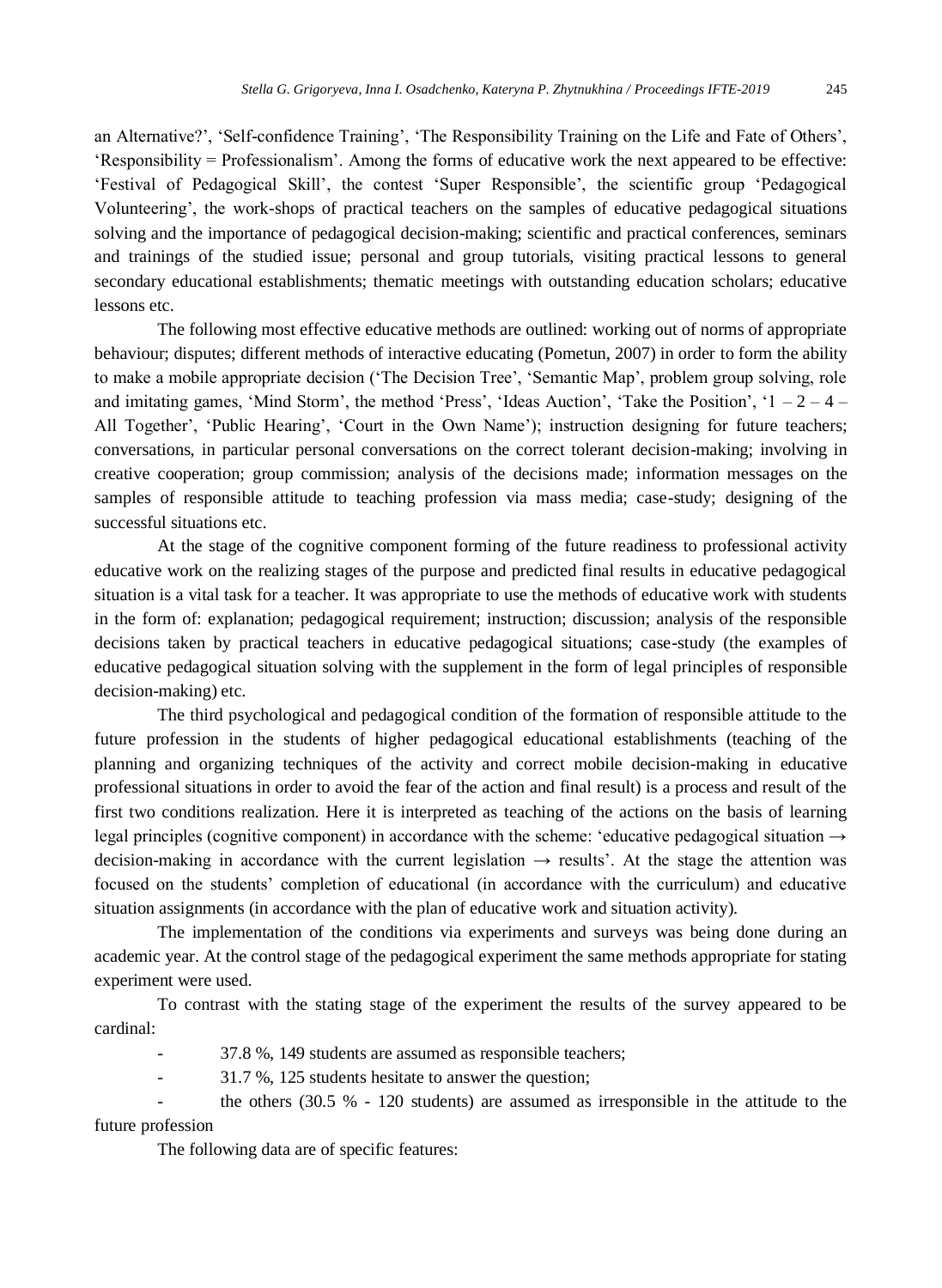an Alternative?', 'Self-confidence Training', 'The Responsibility Training on the Life and Fate of Others', 'Responsibility = Professionalism'. Among the forms of educative work the next appeared to be effective: 'Festival of Pedagogical Skill', the contest 'Super Responsible', the scientific group 'Pedagogical Volunteering', the work-shops of practical teachers on the samples of educative pedagogical situations solving and the importance of pedagogical decision-making; scientific and practical conferences, seminars and trainings of the studied issue; personal and group tutorials, visiting practical lessons to general secondary educational establishments; thematic meetings with outstanding education scholars; educative lessons etc.

The following most effective educative methods are outlined: working out of norms of appropriate behaviour; disputes; different methods of interactive educating (Pometun, 2007) in order to form the ability to make a mobile appropriate decision ('The Decision Tree', 'Semantic Map', problem group solving, role and imitating games, 'Mind Storm', the method 'Press', 'Ideas Auction', 'Take the Position', '1 – 2 – 4 – All Together', 'Public Hearing', 'Court in the Own Name'); instruction designing for future teachers; conversations, in particular personal conversations on the correct tolerant decision-making; involving in creative cooperation; group commission; analysis of the decisions made; information messages on the samples of responsible attitude to teaching profession via mass media; case-study; designing of the successful situations etc.

At the stage of the cognitive component forming of the future readiness to professional activity educative work on the realizing stages of the purpose and predicted final results in educative pedagogical situation is a vital task for a teacher. It was appropriate to use the methods of educative work with students in the form of: explanation; pedagogical requirement; instruction; discussion; analysis of the responsible decisions taken by practical teachers in educative pedagogical situations; case-study (the examples of educative pedagogical situation solving with the supplement in the form of legal principles of responsible decision-making) etc.

The third psychological and pedagogical condition of the formation of responsible attitude to the future profession in the students of higher pedagogical educational establishments (teaching of the planning and organizing techniques of the activity and correct mobile decision-making in educative professional situations in order to avoid the fear of the action and final result) is a process and result of the first two conditions realization. Here it is interpreted as teaching of the actions on the basis of learning legal principles (cognitive component) in accordance with the scheme: 'educative pedagogical situation → decision-making in accordance with the current legislation → results'. At the stage the attention was focused on the students' completion of educational (in accordance with the curriculum) and educative situation assignments (in accordance with the plan of educative work and situation activity).

The implementation of the conditions via experiments and surveys was being done during an academic year. At the control stage of the pedagogical experiment the same methods appropriate for stating experiment were used.

To contrast with the stating stage of the experiment the results of the survey appeared to be cardinal:

- 37.8 %, 149 students are assumed as responsible teachers;
- 31.7 %, 125 students hesitate to answer the question;
- the others (30.5 % - 120 students) are assumed as irresponsible in the attitude to the future profession

The following data are of specific features: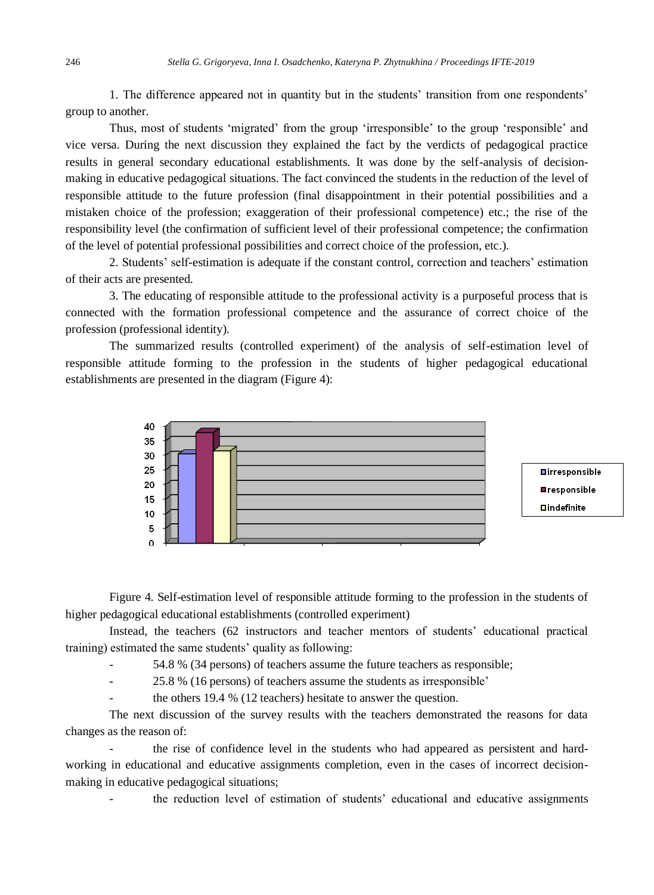1. The difference appeared not in quantity but in the students' transition from one respondents' group to another.

Thus, most of students 'migrated' from the group 'irresponsible' to the group 'responsible' and vice versa. During the next discussion they explained the fact by the verdicts of pedagogical practice results in general secondary educational establishments. It was done by the self-analysis of decision-making in educative pedagogical situations. The fact convinced the students in the reduction of the level of responsible attitude to the future profession (final disappointment in their potential possibilities and a mistaken choice of the profession; exaggeration of their professional competence) etc.; the rise of the responsibility level (the confirmation of sufficient level of their professional competence; the confirmation of the level of potential professional possibilities and correct choice of the profession, etc.).

2. Students' self-estimation is adequate if the constant control, correction and teachers' estimation of their acts are presented.

3. The educating of responsible attitude to the professional activity is a purposeful process that is connected with the formation professional competence and the assurance of correct choice of the profession (professional identity).

The summarized results (controlled experiment) of the analysis of self-estimation level of responsible attitude forming to the profession in the students of higher pedagogical educational establishments are presented in the diagram (Figure 4):

Figure 4. Self-estimation level of responsible attitude forming to the profession in the students of higher pedagogical educational establishments (controlled experiment)

Instead, the teachers (62 instructors and teacher mentors of students' educational practical training) estimated the same students' quality as following:

- 54.8 % (34 persons) of teachers assume the future teachers as responsible;
- 25.8 % (16 persons) of teachers assume the students as irresponsible'
- the others 19.4 % (12 teachers) hesitate to answer the question.

The next discussion of the survey results with the teachers demonstrated the reasons for data changes as the reason of:

- the rise of confidence level in the students who had appeared as persistent and hard-working in educational and educative assignments completion, even in the cases of incorrect decision-making in educative pedagogical situations;
- the reduction level of estimation of students' educational and educative assignments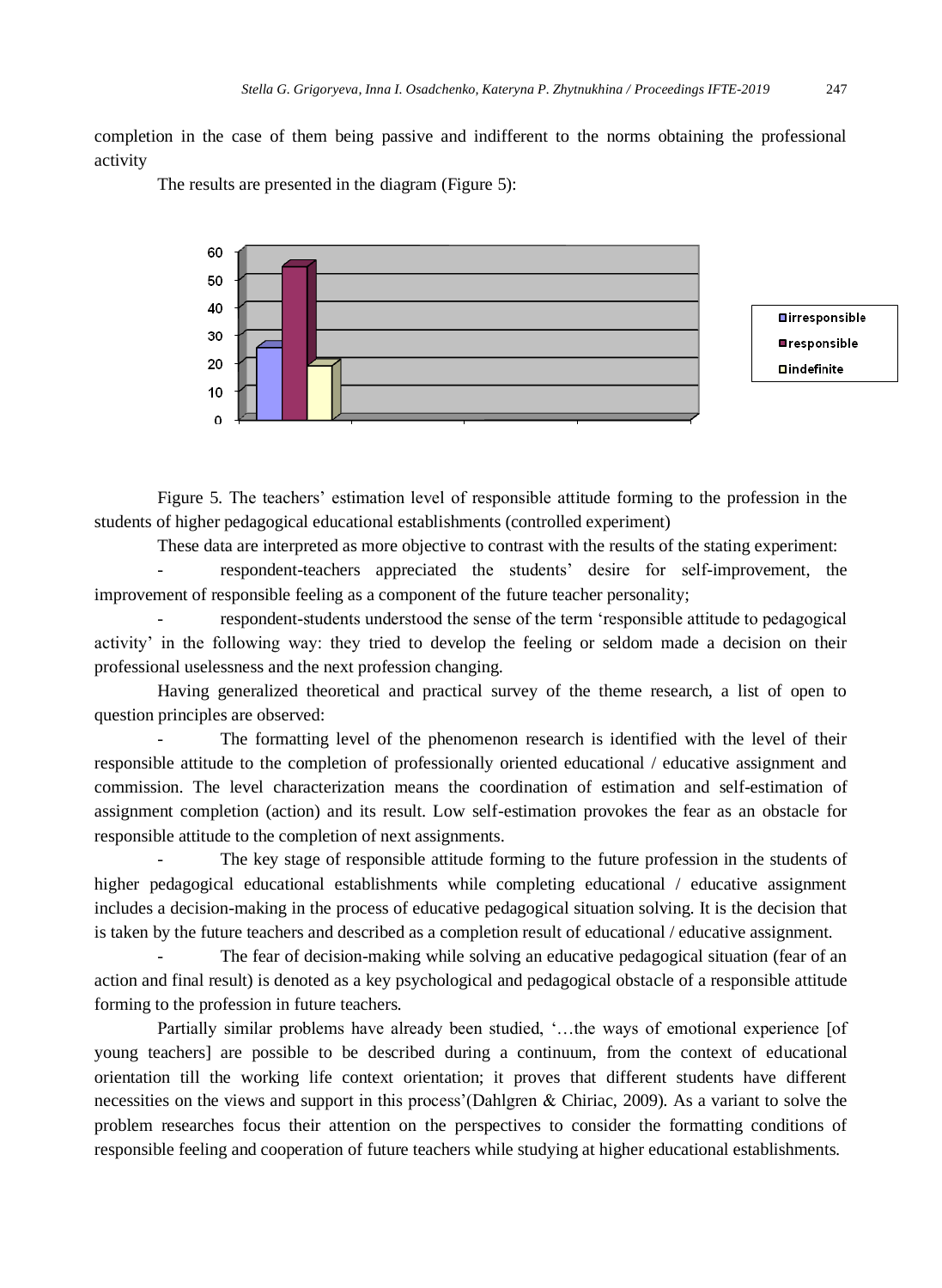completion in the case of them being passive and indifferent to the norms obtaining the professional activity

The results are presented in the diagram (Figure 5):

Figure 5. The teachers' estimation level of responsible attitude forming to the profession in the students of higher pedagogical educational establishments (controlled experiment)

These data are interpreted as more objective to contrast with the results of the stating experiment:

- respondent-teachers appreciated the students' desire for self-improvement, the improvement of responsible feeling as a component of the future teacher personality;
- respondent-students understood the sense of the term 'responsible attitude to pedagogical activity' in the following way: they tried to develop the feeling or seldom made a decision on their professional uselessness and the next profession changing.

Having generalized theoretical and practical survey of the theme research, a list of open to question principles are observed:

- The formatting level of the phenomenon research is identified with the level of their responsible attitude to the completion of professionally oriented educational / educative assignment and commission. The level characterization means the coordination of estimation and self-estimation of assignment completion (action) and its result. Low self-estimation provokes the fear as an obstacle for responsible attitude to the completion of next assignments.
- The key stage of responsible attitude forming to the future profession in the students of higher pedagogical educational establishments while completing educational / educative assignment includes a decision-making in the process of educative pedagogical situation solving. It is the decision that is taken by the future teachers and described as a completion result of educational / educative assignment.
- The fear of decision-making while solving an educative pedagogical situation (fear of an action and final result) is denoted as a key psychological and pedagogical obstacle of a responsible attitude forming to the profession in future teachers.

Partially similar problems have already been studied, '…the ways of emotional experience [of young teachers] are possible to be described during a continuum, from the context of educational orientation till the working life context orientation; it proves that different students have different necessities on the views and support in this process'(Dahlgren & Chiriac, 2009). As a variant to solve the problem researches focus their attention on the perspectives to consider the formatting conditions of responsible feeling and cooperation of future teachers while studying at higher educational establishments.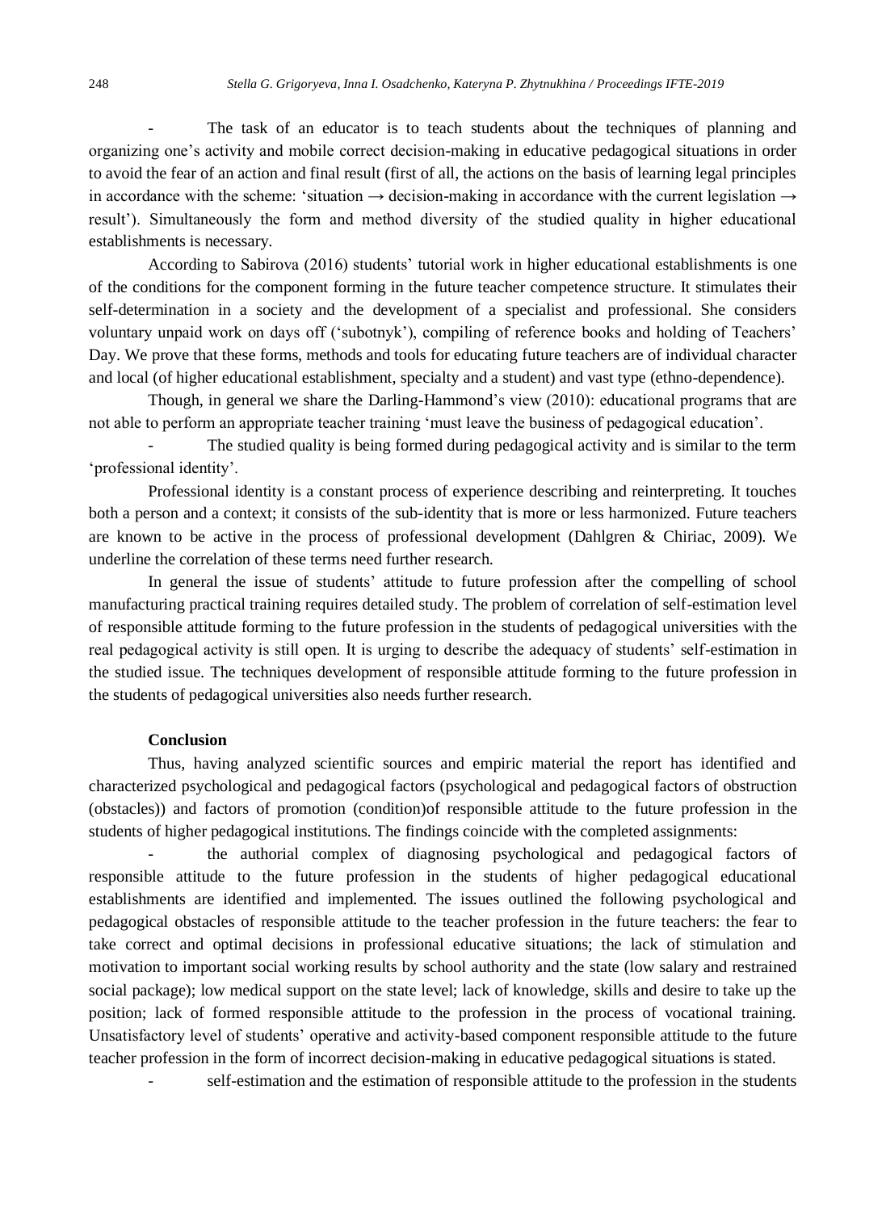- The task of an educator is to teach students about the techniques of planning and organizing one's activity and mobile correct decision-making in educative pedagogical situations in order to avoid the fear of an action and final result (first of all, the actions on the basis of learning legal principles in accordance with the scheme: 'situation → decision-making in accordance with the current legislation → result'). Simultaneously the form and method diversity of the studied quality in higher educational establishments is necessary.

According to Sabirova (2016) students' tutorial work in higher educational establishments is one of the conditions for the component forming in the future teacher competence structure. It stimulates their self-determination in a society and the development of a specialist and professional. She considers voluntary unpaid work on days off ('subotnyk'), compiling of reference books and holding of Teachers' Day. We prove that these forms, methods and tools for educating future teachers are of individual character and local (of higher educational establishment, specialty and a student) and vast type (ethno-dependence).

Though, in general we share the Darling-Hammond's view (2010): educational programs that are not able to perform an appropriate teacher training 'must leave the business of pedagogical education'.

- The studied quality is being formed during pedagogical activity and is similar to the term 'professional identity'.

Professional identity is a constant process of experience describing and reinterpreting. It touches both a person and a context; it consists of the sub-identity that is more or less harmonized. Future teachers are known to be active in the process of professional development (Dahlgren & Chiriac, 2009). We underline the correlation of these terms need further research.

In general the issue of students' attitude to future profession after the compelling of school manufacturing practical training requires detailed study. The problem of correlation of self-estimation level of responsible attitude forming to the future profession in the students of pedagogical universities with the real pedagogical activity is still open. It is urging to describe the adequacy of students' self-estimation in the studied issue. The techniques development of responsible attitude forming to the future profession in the students of pedagogical universities also needs further research.

**Conclusion**

Thus, having analyzed scientific sources and empiric material the report has identified and characterized psychological and pedagogical factors (psychological and pedagogical factors of obstruction (obstacles)) and factors of promotion (condition)of responsible attitude to the future profession in the students of higher pedagogical institutions. The findings coincide with the completed assignments:

- the authorial complex of diagnosing psychological and pedagogical factors of responsible attitude to the future profession in the students of higher pedagogical educational establishments are identified and implemented. The issues outlined the following psychological and pedagogical obstacles of responsible attitude to the teacher profession in the future teachers: the fear to take correct and optimal decisions in professional educative situations; the lack of stimulation and motivation to important social working results by school authority and the state (low salary and restrained social package); low medical support on the state level; lack of knowledge, skills and desire to take up the position; lack of formed responsible attitude to the profession in the process of vocational training. Unsatisfactory level of students' operative and activity-based component responsible attitude to the future teacher profession in the form of incorrect decision-making in educative pedagogical situations is stated.
- self-estimation and the estimation of responsible attitude to the profession in the students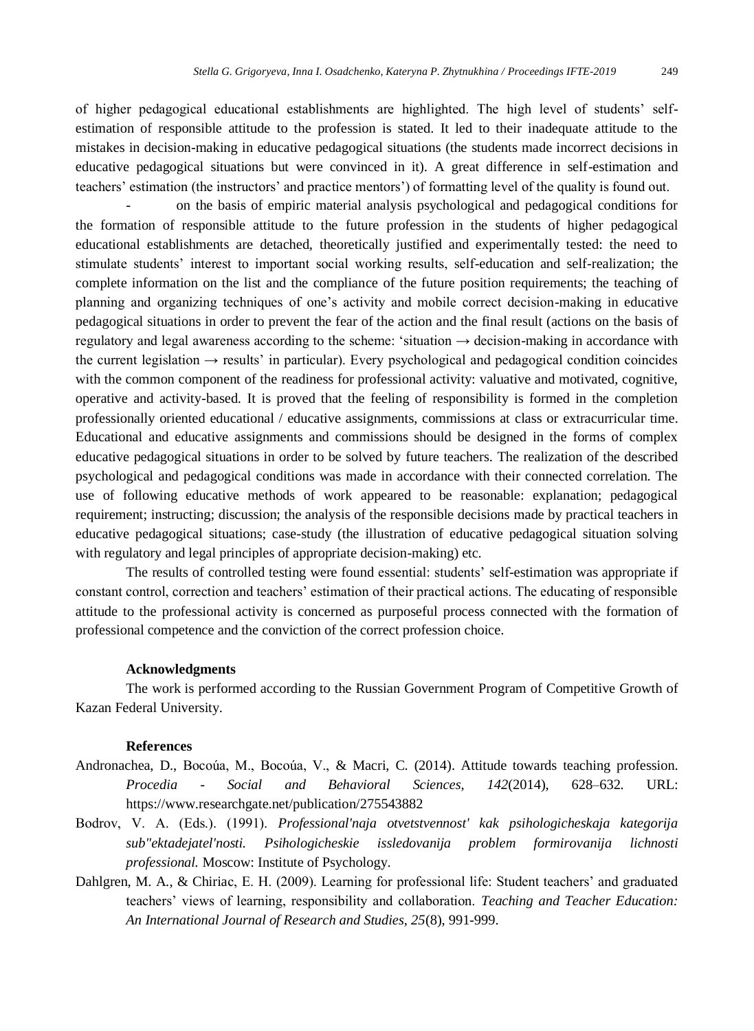of higher pedagogical educational establishments are highlighted. The high level of students' self-estimation of responsible attitude to the profession is stated. It led to their inadequate attitude to the mistakes in decision-making in educative pedagogical situations (the students made incorrect decisions in educative pedagogical situations but were convinced in it). A great difference in self-estimation and teachers' estimation (the instructors' and practice mentors') of formatting level of the quality is found out.

- on the basis of empiric material analysis psychological and pedagogical conditions for the formation of responsible attitude to the future profession in the students of higher pedagogical educational establishments are detached, theoretically justified and experimentally tested: the need to stimulate students' interest to important social working results, self-education and self-realization; the complete information on the list and the compliance of the future position requirements; the teaching of planning and organizing techniques of one's activity and mobile correct decision-making in educative pedagogical situations in order to prevent the fear of the action and the final result (actions on the basis of regulatory and legal awareness according to the scheme: 'situation → decision-making in accordance with the current legislation → results' in particular). Every psychological and pedagogical condition coincides with the common component of the readiness for professional activity: valuative and motivated, cognitive, operative and activity-based. It is proved that the feeling of responsibility is formed in the completion professionally oriented educational / educative assignments, commissions at class or extracurricular time. Educational and educative assignments and commissions should be designed in the forms of complex educative pedagogical situations in order to be solved by future teachers. The realization of the described psychological and pedagogical conditions was made in accordance with their connected correlation. The use of following educative methods of work appeared to be reasonable: explanation; pedagogical requirement; instructing; discussion; the analysis of the responsible decisions made by practical teachers in educative pedagogical situations; case-study (the illustration of educative pedagogical situation solving with regulatory and legal principles of appropriate decision-making) etc.

The results of controlled testing were found essential: students' self-estimation was appropriate if constant control, correction and teachers' estimation of their practical actions. The educating of responsible attitude to the professional activity is concerned as purposeful process connected with the formation of professional competence and the conviction of the correct profession choice.

## Acknowledgments

The work is performed according to the Russian Government Program of Competitive Growth of Kazan Federal University.

## References

Andronachea, D., Bocoúa, M., Bocoúa, V., & Macri, C. (2014). Attitude towards teaching profession. *Procedia - Social and Behavioral Sciences, 142*(2014), 628–632. URL: https://www.researchgate.net/publication/275543882

Bodrov, V. A. (Eds.). (1991). *Professional'naja otvetstvennost' kak psihologicheskaja kategorija sub"ektadejatel'nosti. Psihologicheskie issledovanija problem formirovanija lichnosti professional.* Moscow: Institute of Psychology.

Dahlgren, M. A., & Chiriac, E. H. (2009). Learning for professional life: Student teachers' and graduated teachers' views of learning, responsibility and collaboration. *Teaching and Teacher Education: An International Journal of Research and Studies, 25*(8), 991-999.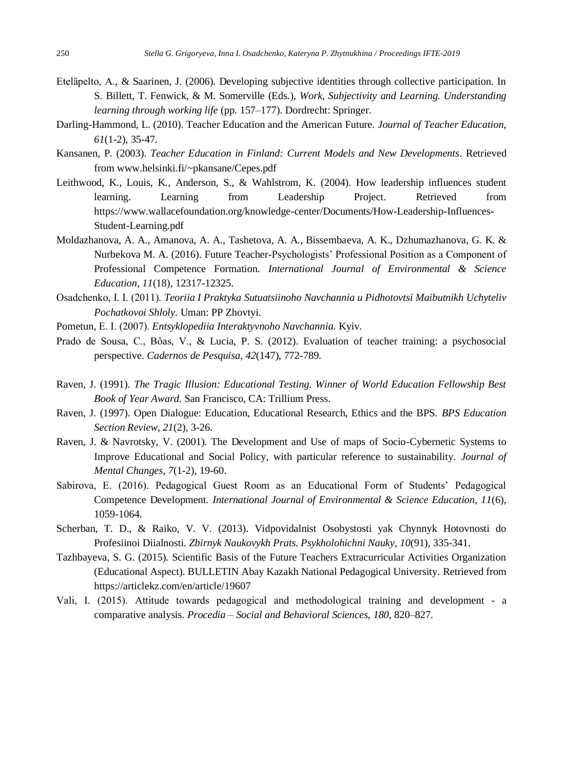Eteläpelto, A., & Saarinen, J. (2006). Developing subjective identities through collective participation. In S. Billett, T. Fenwick, & M. Somerville (Eds.), *Work, Subjectivity and Learning. Understanding learning through working life* (pp. 157–177). Dordrecht: Springer.

Darling-Hammond, L. (2010). Teacher Education and the American Future. *Journal of Teacher Education, 61*(1-2), 35-47.

Kansanen, P. (2003). *Teacher Education in Finland: Current Models and New Developments*. Retrieved from www.helsinki.fi/~pkansane/Cepes.pdf

Leithwood, K., Louis, K., Anderson, S., & Wahlstrom, K. (2004). How leadership influences student learning. Learning from Leadership Project. Retrieved from https://www.wallacefoundation.org/knowledge-center/Documents/How-Leadership-Influences-Student-Learning.pdf

Moldazhanova, A. A., Amanova, A. A., Tashetova, A. A., Bissembaeva, A. K., Dzhumazhanova, G. K. & Nurbekova M. A. (2016). Future Teacher-Psychologists' Professional Position as a Component of Professional Competence Formation. *International Journal of Environmental & Science Education, 11*(18), 12317-12325.

Osadchenko, I. I. (2011). *Teoriia I Praktyka Sutuatsiinoho Navchannia u Pidhotovtsi Maibutnikh Uchyteliv Pochatkovoi Shloly*. Uman: PP Zhovtyi.

Pometun, E. I. (2007). *Entsyklopediia Interaktyvnoho Navchannia.* Kyiv.

Prado de Sousa, C., Bôas, V., & Lucia, P. S. (2012). Evaluation of teacher training: a psychosocial perspective. *Cadernos de Pesquisa, 42*(147), 772-789.

Raven, J. (1991). *The Tragic Illusion: Educational Testing. Winner of World Education Fellowship Best Book of Year Award.* San Francisco, CA: Trillium Press.

Raven, J. (1997). Open Dialogue: Education, Educational Research, Ethics and the BPS. *BPS Education Section Review, 21*(2), 3-26.

Raven, J. & Navrotsky, V. (2001). The Development and Use of maps of Socio-Cybernetic Systems to Improve Educational and Social Policy, with particular reference to sustainability. *Journal of Mental Changes*, *7*(1-2), 19-60.

Sabirova, E. (2016). Pedagogical Guest Room as an Educational Form of Students' Pedagogical Competence Development. *International Journal of Environmental & Science Education, 11*(6), 1059-1064.

Scherban, T. D., & Raiko, V. V. (2013). Vidpovidalnist Osobystosti yak Chynnyk Hotovnosti do Profesiinoi Diialnosti. *Zbirnyk Naukovykh Prats. Psykholohichni Nauky, 10*(91), 335-341.

Tazhbayeva, S. G. (2015). Scientific Basis of the Future Teachers Extracurricular Activities Organization (Educational Aspect). BULLETIN Abay Kazakh National Pedagogical University. Retrieved from https://articlekz.com/en/article/19607

Vali, I. (2015). Attitude towards pedagogical and methodological training and development - a comparative analysis. *Procedia – Social and Behavioral Sciences, 180*, 820–827.